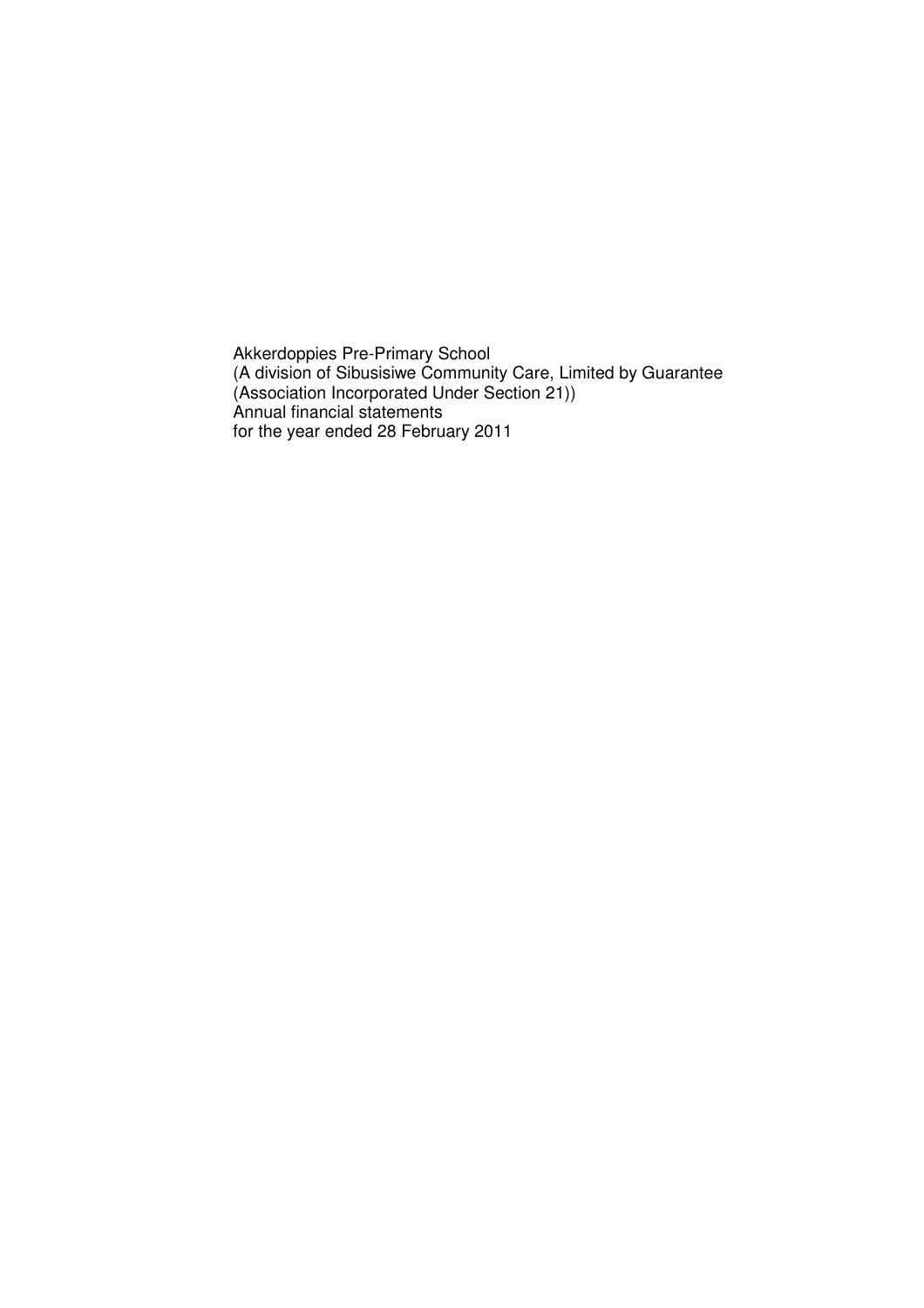Akkerdoppies Pre-Primary School
(A division of Sibusisiwe Community Care, Limited by Guarantee
(Association Incorporated Under Section 21))
Annual financial statements
for the year ended 28 February 2011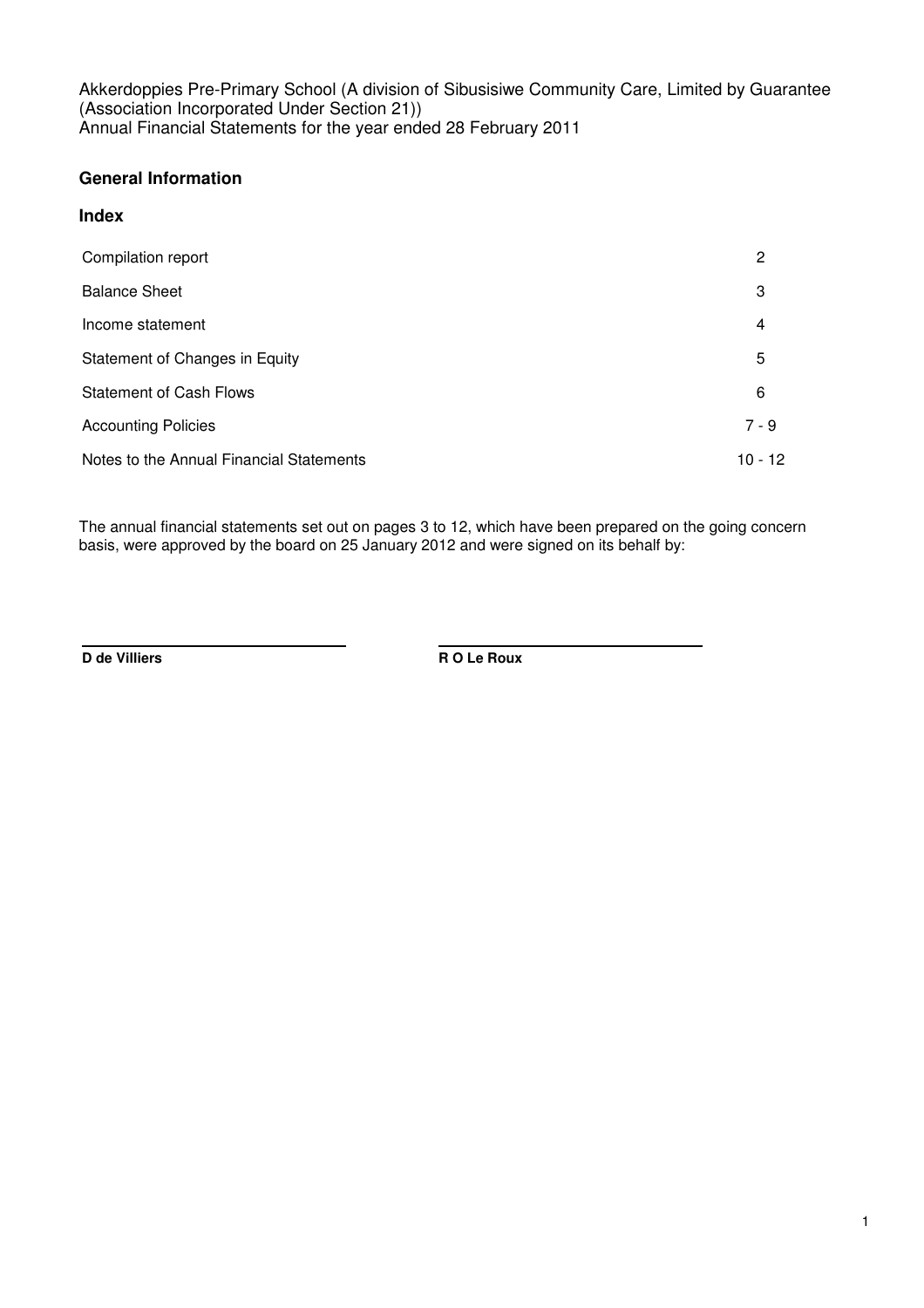Akkerdoppies Pre-Primary School (A division of Sibusisiwe Community Care, Limited by Guarantee (Association Incorporated Under Section 21))
Annual Financial Statements for the year ended 28 February 2011

## General Information

### Index

| | |
|---|---|
| Compilation report | 2 |
| Balance Sheet | 3 |
| Income statement | 4 |
| Statement of Changes in Equity | 5 |
| Statement of Cash Flows | 6 |
| Accounting Policies | 7 - 9 |
| Notes to the Annual Financial Statements | 10 - 12 |

The annual financial statements set out on pages 3 to 12, which have been prepared on the going concern basis, were approved by the board on 25 January 2012 and were signed on its behalf by:

**D de Villiers** | **R O Le Roux**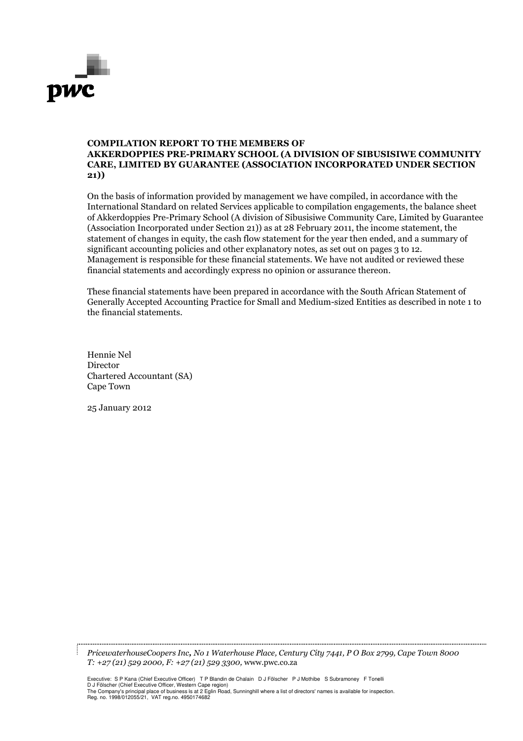**COMPILATION REPORT TO THE MEMBERS OF AKKERDOPPIES PRE-PRIMARY SCHOOL (A DIVISION OF SIBUSISIWE COMMUNITY CARE, LIMITED BY GUARANTEE (ASSOCIATION INCORPORATED UNDER SECTION 21))**

On the basis of information provided by management we have compiled, in accordance with the International Standard on related Services applicable to compilation engagements, the balance sheet of Akkerdoppies Pre-Primary School (A division of Sibusisiwe Community Care, Limited by Guarantee (Association Incorporated under Section 21)) as at 28 February 2011, the income statement, the statement of changes in equity, the cash flow statement for the year then ended, and a summary of significant accounting policies and other explanatory notes, as set out on pages 3 to 12. Management is responsible for these financial statements. We have not audited or reviewed these financial statements and accordingly express no opinion or assurance thereon.

These financial statements have been prepared in accordance with the South African Statement of Generally Accepted Accounting Practice for Small and Medium-sized Entities as described in note 1 to the financial statements.

Hennie Nel
Director
Chartered Accountant (SA)
Cape Town

25 January 2012

*PricewaterhouseCoopers Inc, No 1 Waterhouse Place, Century City 7441, P O Box 2799, Cape Town 8000*
*T: +27 (21) 529 2000, F: +27 (21) 529 3300,* www.pwc.co.za

Executive: S P Kana (Chief Executive Officer) T P Blandin de Chalain D J Fölscher P J Mothibe S Subramoney F Tonelli
D J Fölscher (Chief Executive Officer, Western Cape region)
The Company's principal place of business is at 2 Eglin Road, Sunninghill where a list of directors' names is available for inspection.
Reg. no. 1998/012055/21, VAT reg.no. 4950174682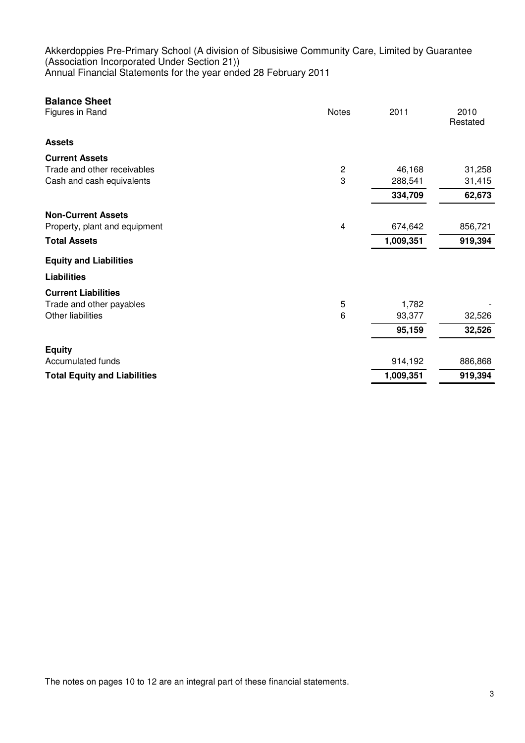Akkerdoppies Pre-Primary School (A division of Sibusisiwe Community Care, Limited by Guarantee (Association Incorporated Under Section 21))
Annual Financial Statements for the year ended 28 February 2011

## Balance Sheet

| Figures in Rand | Notes | 2011 | 2010 Restated |
|---|---|---|---|
| **Assets** | | | |
| **Current Assets** | | | |
| Trade and other receivables | 2 | 46,168 | 31,258 |
| Cash and cash equivalents | 3 | 288,541 | 31,415 |
| | | **334,709** | **62,673** |
| **Non-Current Assets** | | | |
| Property, plant and equipment | 4 | 674,642 | 856,721 |
| **Total Assets** | | **1,009,351** | **919,394** |
| **Equity and Liabilities** | | | |
| **Liabilities** | | | |
| **Current Liabilities** | | | |
| Trade and other payables | 5 | 1,782 | - |
| Other liabilities | 6 | 93,377 | 32,526 |
| | | **95,159** | **32,526** |
| **Equity** | | | |
| Accumulated funds | | 914,192 | 886,868 |
| **Total Equity and Liabilities** | | **1,009,351** | **919,394** |

The notes on pages 10 to 12 are an integral part of these financial statements.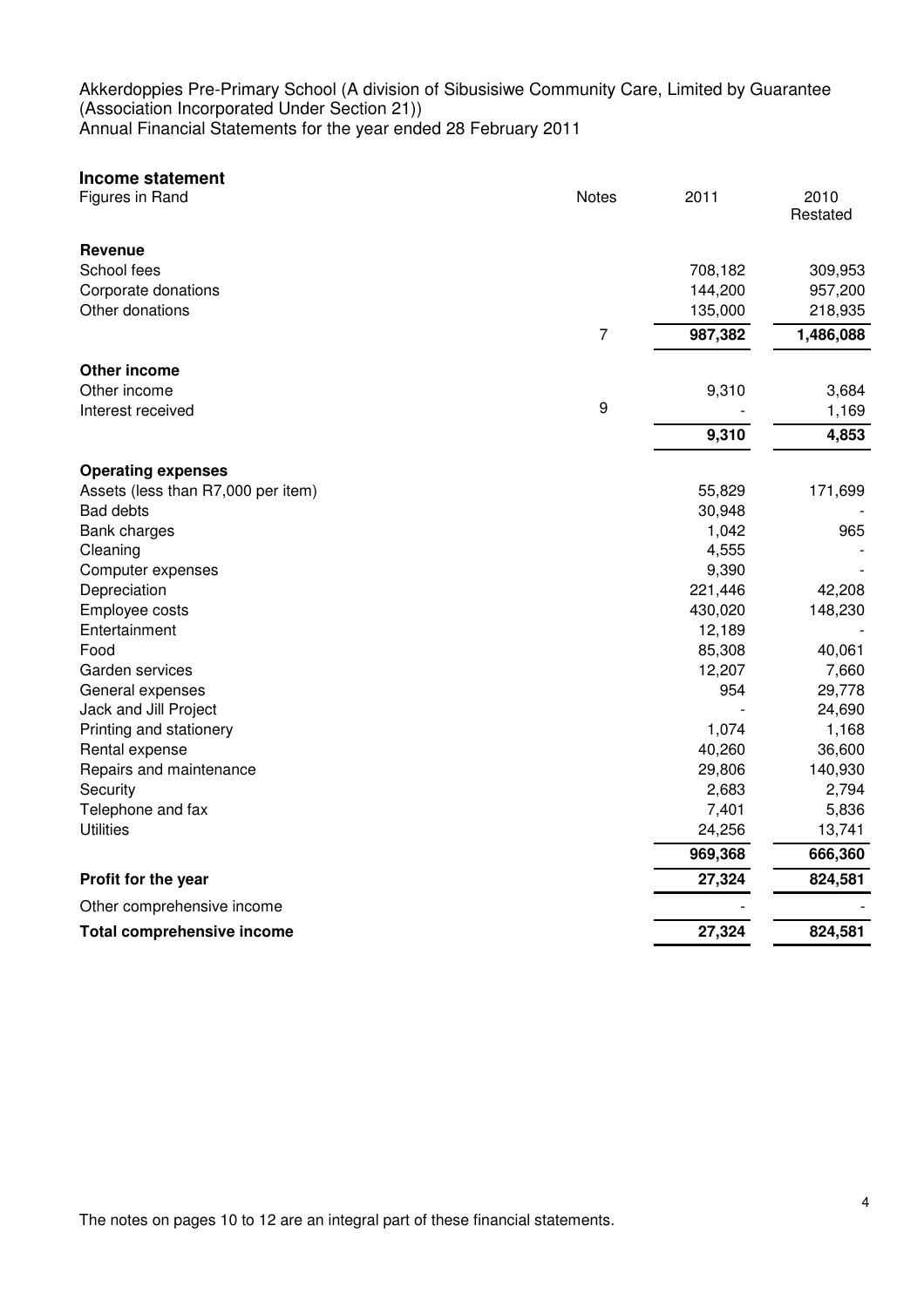Akkerdoppies Pre-Primary School (A division of Sibusisiwe Community Care, Limited by Guarantee (Association Incorporated Under Section 21))
Annual Financial Statements for the year ended 28 February 2011

## Income statement

| Figures in Rand | Notes | 2011 | 2010 Restated |
|---|---|---|---|
| **Revenue** | | | |
| School fees | | 708,182 | 309,953 |
| Corporate donations | | 144,200 | 957,200 |
| Other donations | | 135,000 | 218,935 |
| | 7 | **987,382** | **1,486,088** |
| **Other income** | | | |
| Other income | | 9,310 | 3,684 |
| Interest received | 9 | - | 1,169 |
| | | **9,310** | **4,853** |
| **Operating expenses** | | | |
| Assets (less than R7,000 per item) | | 55,829 | 171,699 |
| Bad debts | | 30,948 | - |
| Bank charges | | 1,042 | 965 |
| Cleaning | | 4,555 | - |
| Computer expenses | | 9,390 | - |
| Depreciation | | 221,446 | 42,208 |
| Employee costs | | 430,020 | 148,230 |
| Entertainment | | 12,189 | - |
| Food | | 85,308 | 40,061 |
| Garden services | | 12,207 | 7,660 |
| General expenses | | 954 | 29,778 |
| Jack and Jill Project | | - | 24,690 |
| Printing and stationery | | 1,074 | 1,168 |
| Rental expense | | 40,260 | 36,600 |
| Repairs and maintenance | | 29,806 | 140,930 |
| Security | | 2,683 | 2,794 |
| Telephone and fax | | 7,401 | 5,836 |
| Utilities | | 24,256 | 13,741 |
| | | **969,368** | **666,360** |
| **Profit for the year** | | **27,324** | **824,581** |
| Other comprehensive income | | - | - |
| **Total comprehensive income** | | **27,324** | **824,581** |

The notes on pages 10 to 12 are an integral part of these financial statements.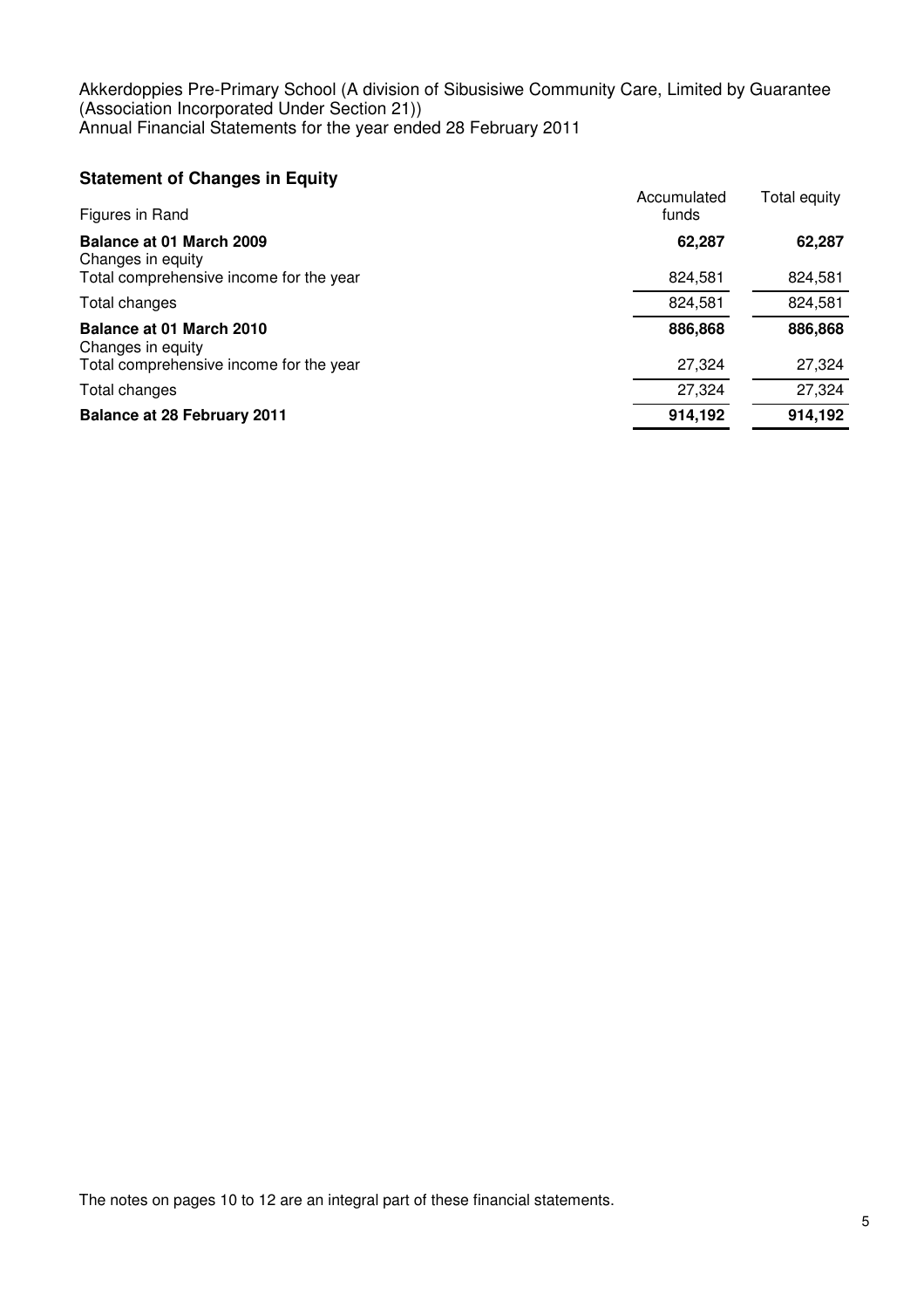Akkerdoppies Pre-Primary School (A division of Sibusisiwe Community Care, Limited by Guarantee (Association Incorporated Under Section 21))
Annual Financial Statements for the year ended 28 February 2011

## Statement of Changes in Equity

| Figures in Rand | Accumulated funds | Total equity |
|---|---|---|
| **Balance at 01 March 2009** | **62,287** | **62,287** |
| Changes in equity | | |
| Total comprehensive income for the year | 824,581 | 824,581 |
| Total changes | 824,581 | 824,581 |
| **Balance at 01 March 2010** | **886,868** | **886,868** |
| Changes in equity | | |
| Total comprehensive income for the year | 27,324 | 27,324 |
| Total changes | 27,324 | 27,324 |
| **Balance at 28 February 2011** | **914,192** | **914,192** |

The notes on pages 10 to 12 are an integral part of these financial statements.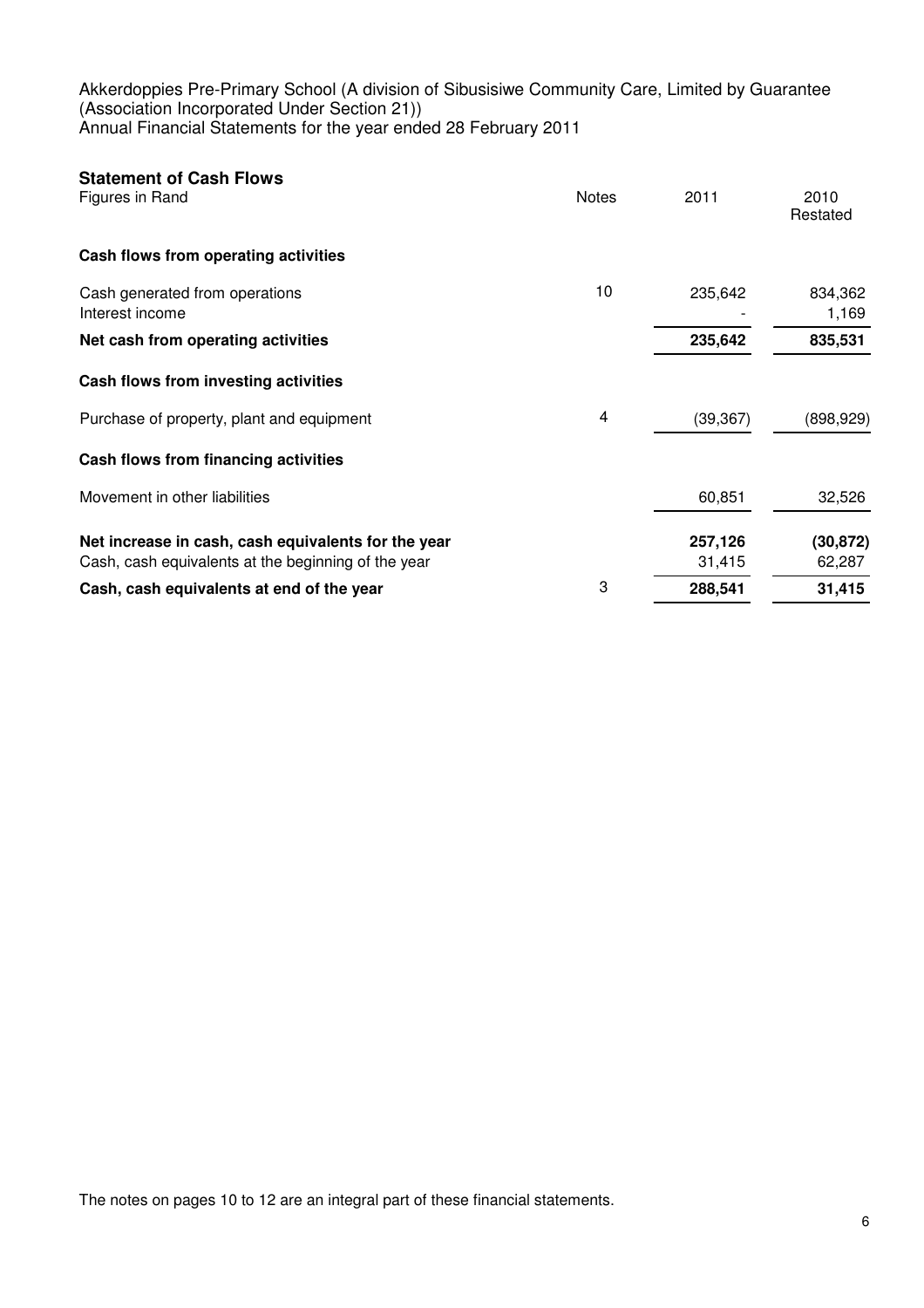Akkerdoppies Pre-Primary School (A division of Sibusisiwe Community Care, Limited by Guarantee (Association Incorporated Under Section 21))
Annual Financial Statements for the year ended 28 February 2011

## Statement of Cash Flows

| Figures in Rand | Notes | 2011 | 2010 Restated |
|---|---|---|---|
| **Cash flows from operating activities** | | | |
| Cash generated from operations | 10 | 235,642 | 834,362 |
| Interest income | | - | 1,169 |
| **Net cash from operating activities** | | **235,642** | **835,531** |
| **Cash flows from investing activities** | | | |
| Purchase of property, plant and equipment | 4 | (39,367) | (898,929) |
| **Cash flows from financing activities** | | | |
| Movement in other liabilities | | 60,851 | 32,526 |
| **Net increase in cash, cash equivalents for the year** | | **257,126** | **(30,872)** |
| Cash, cash equivalents at the beginning of the year | | 31,415 | 62,287 |
| **Cash, cash equivalents at end of the year** | 3 | **288,541** | **31,415** |

The notes on pages 10 to 12 are an integral part of these financial statements.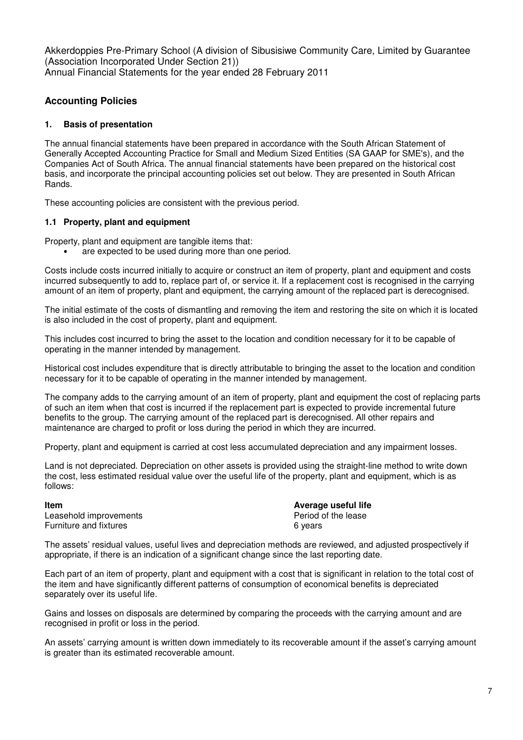Akkerdoppies Pre-Primary School (A division of Sibusisiwe Community Care, Limited by Guarantee (Association Incorporated Under Section 21))
Annual Financial Statements for the year ended 28 February 2011

## Accounting Policies

### 1. Basis of presentation

The annual financial statements have been prepared in accordance with the South African Statement of Generally Accepted Accounting Practice for Small and Medium Sized Entities (SA GAAP for SME's), and the Companies Act of South Africa. The annual financial statements have been prepared on the historical cost basis, and incorporate the principal accounting policies set out below. They are presented in South African Rands.

These accounting policies are consistent with the previous period.

### 1.1 Property, plant and equipment

Property, plant and equipment are tangible items that:

- are expected to be used during more than one period.

Costs include costs incurred initially to acquire or construct an item of property, plant and equipment and costs incurred subsequently to add to, replace part of, or service it. If a replacement cost is recognised in the carrying amount of an item of property, plant and equipment, the carrying amount of the replaced part is derecognised.

The initial estimate of the costs of dismantling and removing the item and restoring the site on which it is located is also included in the cost of property, plant and equipment.

This includes cost incurred to bring the asset to the location and condition necessary for it to be capable of operating in the manner intended by management.

Historical cost includes expenditure that is directly attributable to bringing the asset to the location and condition necessary for it to be capable of operating in the manner intended by management.

The company adds to the carrying amount of an item of property, plant and equipment the cost of replacing parts of such an item when that cost is incurred if the replacement part is expected to provide incremental future benefits to the group. The carrying amount of the replaced part is derecognised. All other repairs and maintenance are charged to profit or loss during the period in which they are incurred.

Property, plant and equipment is carried at cost less accumulated depreciation and any impairment losses.

Land is not depreciated. Depreciation on other assets is provided using the straight-line method to write down the cost, less estimated residual value over the useful life of the property, plant and equipment, which is as follows:

| **Item** | **Average useful life** |
|---|---|
| Leasehold improvements | Period of the lease |
| Furniture and fixtures | 6 years |

The assets' residual values, useful lives and depreciation methods are reviewed, and adjusted prospectively if appropriate, if there is an indication of a significant change since the last reporting date.

Each part of an item of property, plant and equipment with a cost that is significant in relation to the total cost of the item and have significantly different patterns of consumption of economical benefits is depreciated separately over its useful life.

Gains and losses on disposals are determined by comparing the proceeds with the carrying amount and are recognised in profit or loss in the period.

An assets' carrying amount is written down immediately to its recoverable amount if the asset's carrying amount is greater than its estimated recoverable amount.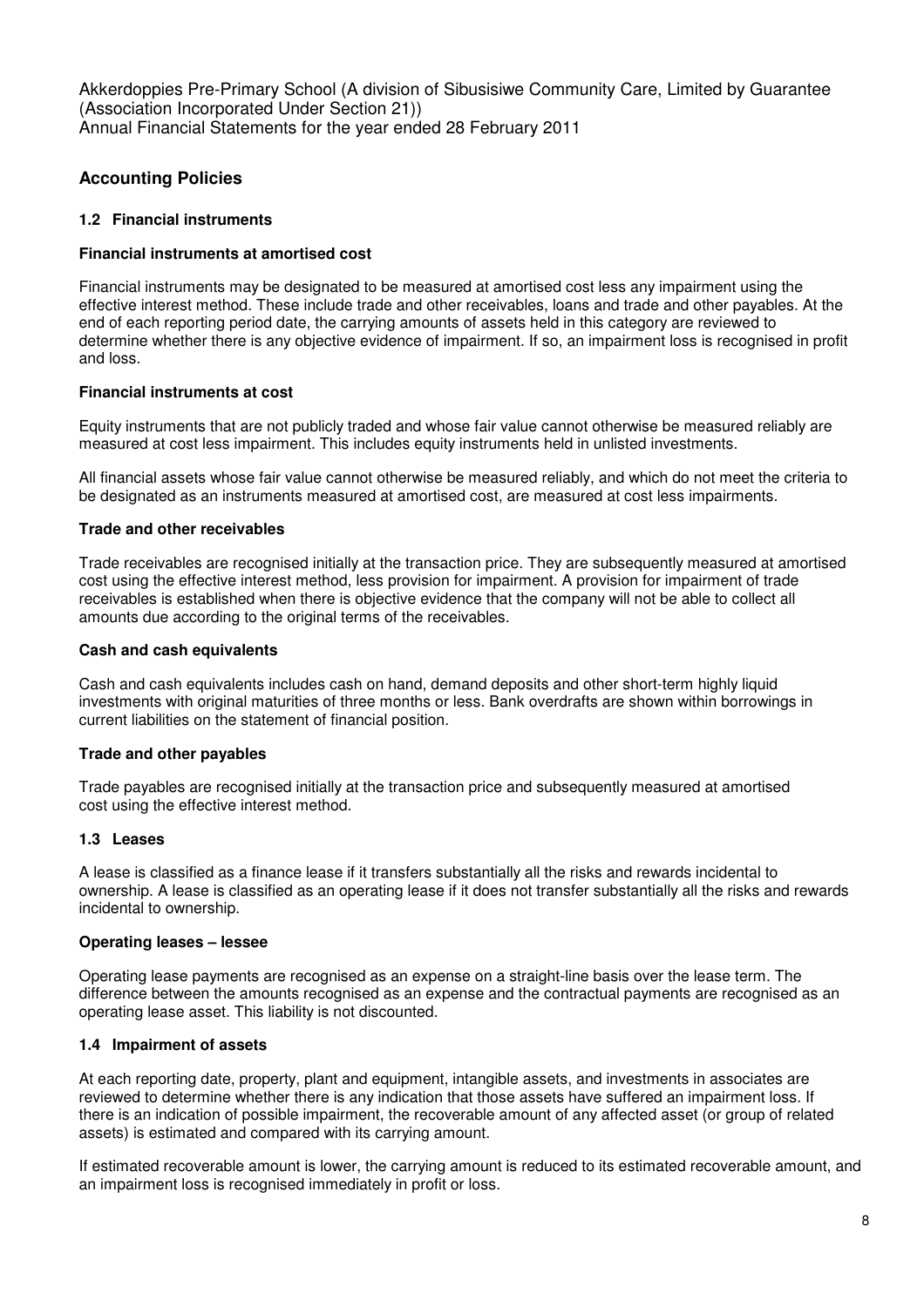# Accounting Policies

### 1.2 Financial instruments

**Financial instruments at amortised cost**

Financial instruments may be designated to be measured at amortised cost less any impairment using the effective interest method. These include trade and other receivables, loans and trade and other payables. At the end of each reporting period date, the carrying amounts of assets held in this category are reviewed to determine whether there is any objective evidence of impairment. If so, an impairment loss is recognised in profit and loss.

**Financial instruments at cost**

Equity instruments that are not publicly traded and whose fair value cannot otherwise be measured reliably are measured at cost less impairment. This includes equity instruments held in unlisted investments.

All financial assets whose fair value cannot otherwise be measured reliably, and which do not meet the criteria to be designated as an instruments measured at amortised cost, are measured at cost less impairments.

**Trade and other receivables**

Trade receivables are recognised initially at the transaction price. They are subsequently measured at amortised cost using the effective interest method, less provision for impairment. A provision for impairment of trade receivables is established when there is objective evidence that the company will not be able to collect all amounts due according to the original terms of the receivables.

**Cash and cash equivalents**

Cash and cash equivalents includes cash on hand, demand deposits and other short-term highly liquid investments with original maturities of three months or less. Bank overdrafts are shown within borrowings in current liabilities on the statement of financial position.

**Trade and other payables**

Trade payables are recognised initially at the transaction price and subsequently measured at amortised cost using the effective interest method.

### 1.3 Leases

A lease is classified as a finance lease if it transfers substantially all the risks and rewards incidental to ownership. A lease is classified as an operating lease if it does not transfer substantially all the risks and rewards incidental to ownership.

**Operating leases – lessee**

Operating lease payments are recognised as an expense on a straight-line basis over the lease term. The difference between the amounts recognised as an expense and the contractual payments are recognised as an operating lease asset. This liability is not discounted.

### 1.4 Impairment of assets

At each reporting date, property, plant and equipment, intangible assets, and investments in associates are reviewed to determine whether there is any indication that those assets have suffered an impairment loss. If there is an indication of possible impairment, the recoverable amount of any affected asset (or group of related assets) is estimated and compared with its carrying amount.

If estimated recoverable amount is lower, the carrying amount is reduced to its estimated recoverable amount, and an impairment loss is recognised immediately in profit or loss.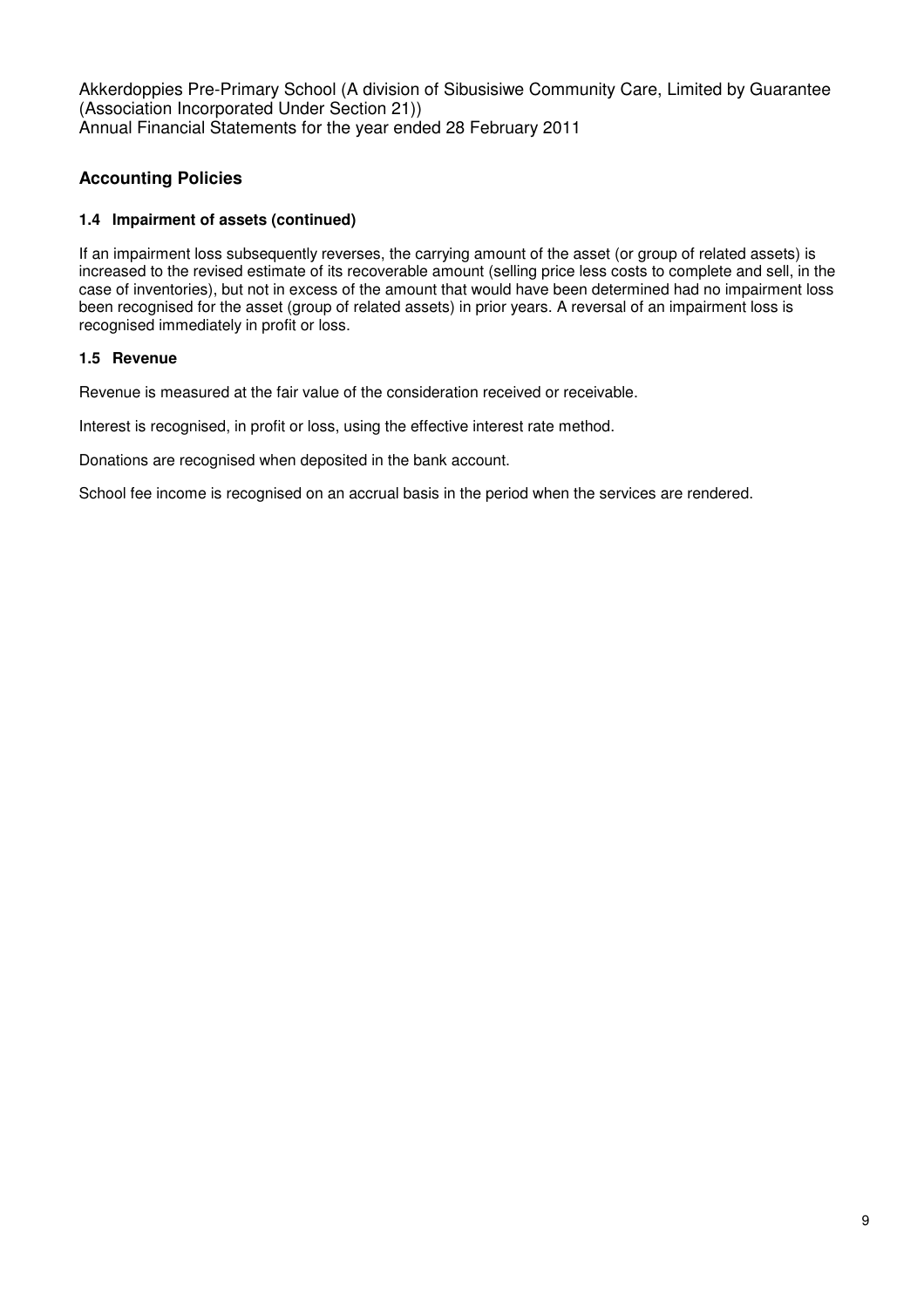## Accounting Policies

### 1.4 Impairment of assets (continued)

If an impairment loss subsequently reverses, the carrying amount of the asset (or group of related assets) is increased to the revised estimate of its recoverable amount (selling price less costs to complete and sell, in the case of inventories), but not in excess of the amount that would have been determined had no impairment loss been recognised for the asset (group of related assets) in prior years. A reversal of an impairment loss is recognised immediately in profit or loss.

### 1.5 Revenue

Revenue is measured at the fair value of the consideration received or receivable.

Interest is recognised, in profit or loss, using the effective interest rate method.

Donations are recognised when deposited in the bank account.

School fee income is recognised on an accrual basis in the period when the services are rendered.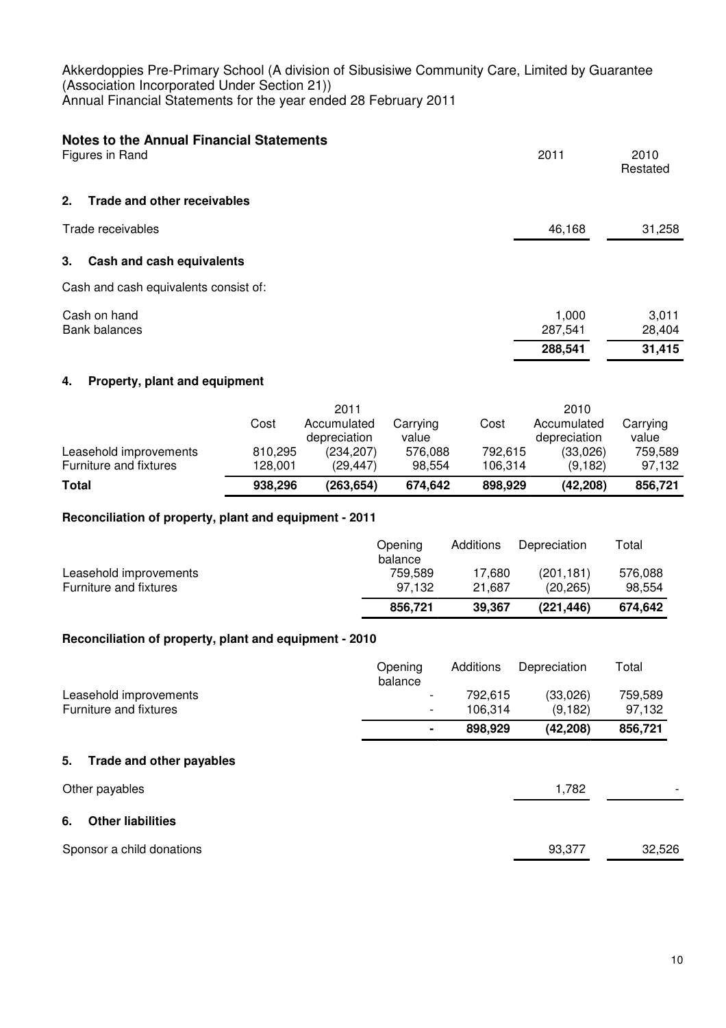Akkerdoppies Pre-Primary School (A division of Sibusisiwe Community Care, Limited by Guarantee (Association Incorporated Under Section 21))
Annual Financial Statements for the year ended 28 February 2011

## Notes to the Annual Financial Statements

| Figures in Rand | 2011 | 2010 Restated |
|---|---|---|

### 2. Trade and other receivables

| | 2011 | 2010 |
|---|---|---|
| Trade receivables | 46,168 | 31,258 |

### 3. Cash and cash equivalents

Cash and cash equivalents consist of:

| | 2011 | 2010 |
|---|---|---|
| Cash on hand | 1,000 | 3,011 |
| Bank balances | 287,541 | 28,404 |
| | **288,541** | **31,415** |

### 4. Property, plant and equipment

| | 2011 | | | 2010 | | |
|---|---|---|---|---|---|---|
| | Cost | Accumulated depreciation | Carrying value | Cost | Accumulated depreciation | Carrying value |
| Leasehold improvements | 810,295 | (234,207) | 576,088 | 792,615 | (33,026) | 759,589 |
| Furniture and fixtures | 128,001 | (29,447) | 98,554 | 106,314 | (9,182) | 97,132 |
| **Total** | **938,296** | **(263,654)** | **674,642** | **898,929** | **(42,208)** | **856,721** |

**Reconciliation of property, plant and equipment - 2011**

| | Opening balance | Additions | Depreciation | Total |
|---|---|---|---|---|
| Leasehold improvements | 759,589 | 17,680 | (201,181) | 576,088 |
| Furniture and fixtures | 97,132 | 21,687 | (20,265) | 98,554 |
| | **856,721** | **39,367** | **(221,446)** | **674,642** |

**Reconciliation of property, plant and equipment - 2010**

| | Opening balance | Additions | Depreciation | Total |
|---|---|---|---|---|
| Leasehold improvements | - | 792,615 | (33,026) | 759,589 |
| Furniture and fixtures | - | 106,314 | (9,182) | 97,132 |
| | **-** | **898,929** | **(42,208)** | **856,721** |

### 5. Trade and other payables

| | 2011 | 2010 |
|---|---|---|
| Other payables | 1,782 | - |

### 6. Other liabilities

| | 2011 | 2010 |
|---|---|---|
| Sponsor a child donations | 93,377 | 32,526 |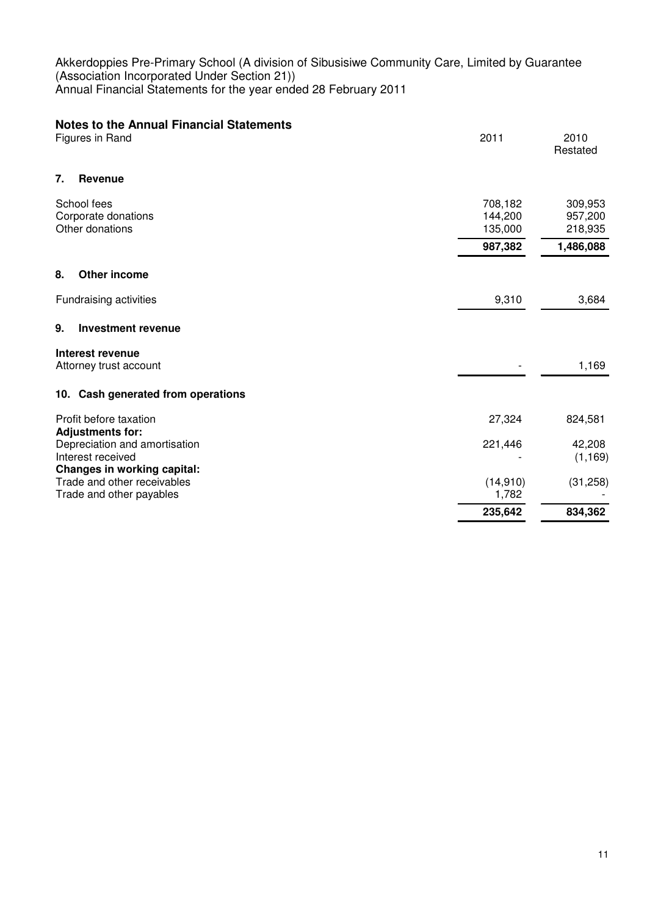Akkerdoppies Pre-Primary School (A division of Sibusisiwe Community Care, Limited by Guarantee (Association Incorporated Under Section 21))
Annual Financial Statements for the year ended 28 February 2011

## Notes to the Annual Financial Statements

| Figures in Rand | 2011 | 2010 Restated |
|---|---|---|
| **7. Revenue** | | |
| School fees | 708,182 | 309,953 |
| Corporate donations | 144,200 | 957,200 |
| Other donations | 135,000 | 218,935 |
| | **987,382** | **1,486,088** |
| **8. Other income** | | |
| Fundraising activities | 9,310 | 3,684 |
| **9. Investment revenue** | | |
| **Interest revenue** | | |
| Attorney trust account | - | 1,169 |
| **10. Cash generated from operations** | | |
| Profit before taxation | 27,324 | 824,581 |
| **Adjustments for:** | | |
| Depreciation and amortisation | 221,446 | 42,208 |
| Interest received | - | (1,169) |
| **Changes in working capital:** | | |
| Trade and other receivables | (14,910) | (31,258) |
| Trade and other payables | 1,782 | - |
| | **235,642** | **834,362** |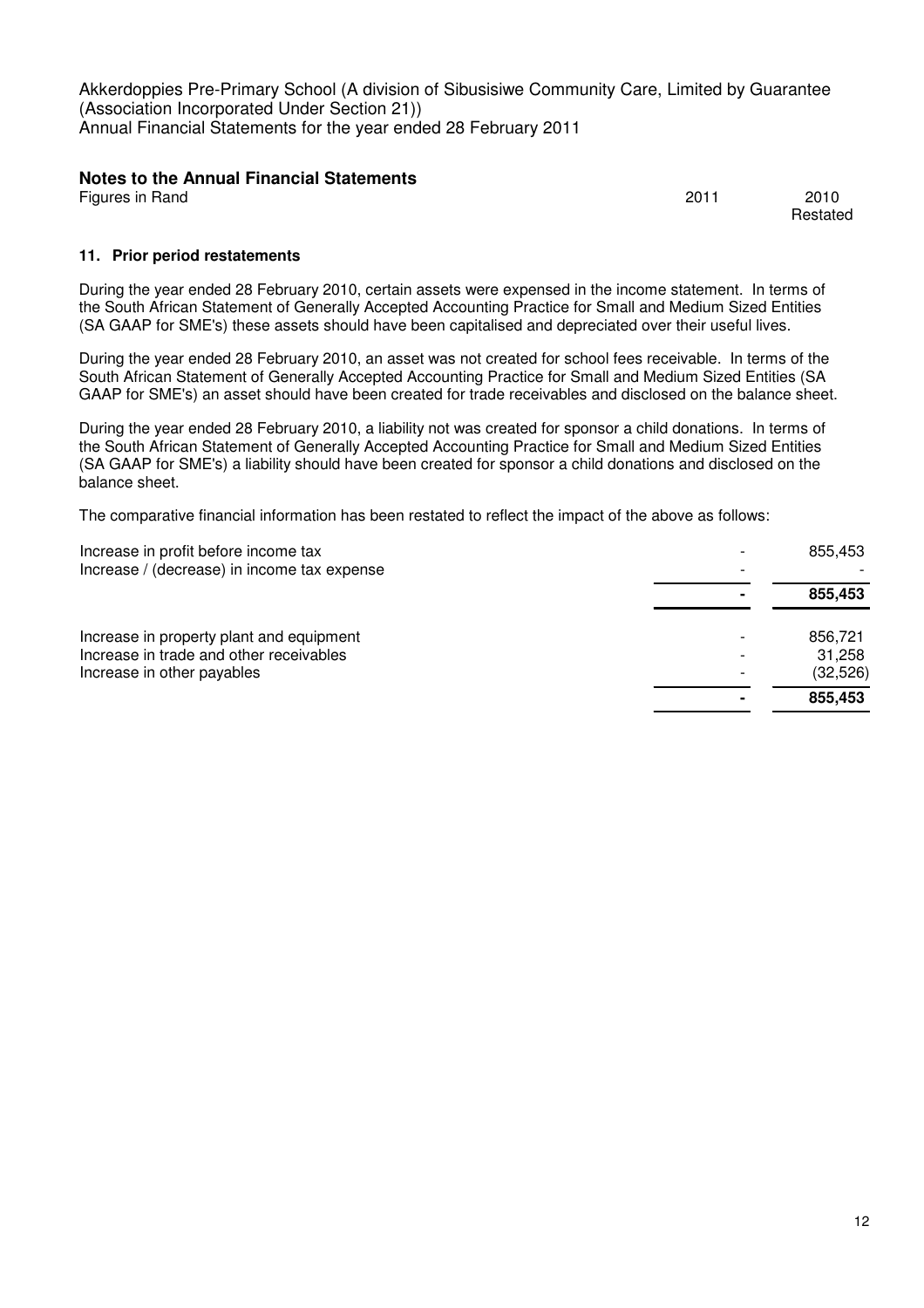Akkerdoppies Pre-Primary School (A division of Sibusisiwe Community Care, Limited by Guarantee (Association Incorporated Under Section 21))
Annual Financial Statements for the year ended 28 February 2011

## Notes to the Annual Financial Statements

| Figures in Rand | 2011 | 2010 Restated |
|---|---|---|

### 11. Prior period restatements

During the year ended 28 February 2010, certain assets were expensed in the income statement. In terms of the South African Statement of Generally Accepted Accounting Practice for Small and Medium Sized Entities (SA GAAP for SME's) these assets should have been capitalised and depreciated over their useful lives.

During the year ended 28 February 2010, an asset was not created for school fees receivable. In terms of the South African Statement of Generally Accepted Accounting Practice for Small and Medium Sized Entities (SA GAAP for SME's) an asset should have been created for trade receivables and disclosed on the balance sheet.

During the year ended 28 February 2010, a liability not was created for sponsor a child donations. In terms of the South African Statement of Generally Accepted Accounting Practice for Small and Medium Sized Entities (SA GAAP for SME's) a liability should have been created for sponsor a child donations and disclosed on the balance sheet.

The comparative financial information has been restated to reflect the impact of the above as follows:

| | 2011 | 2010 Restated |
|---|---|---|
| Increase in profit before income tax | - | 855,453 |
| Increase / (decrease) in income tax expense | - | - |
| | **-** | **855,453** |
| Increase in property plant and equipment | - | 856,721 |
| Increase in trade and other receivables | - | 31,258 |
| Increase in other payables | - | (32,526) |
| | **-** | **855,453** |